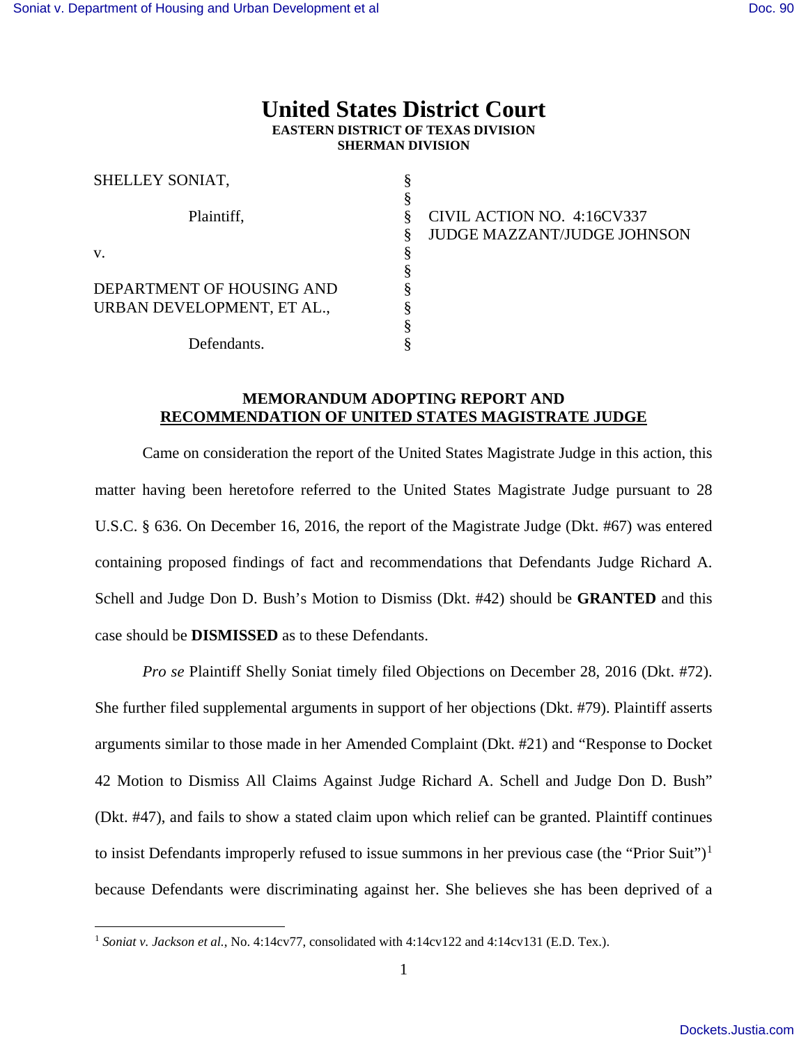# United States District Court

**EASTERN DISTRICT OF TEXAS DIVISION**
**SHERMAN DIVISION**

| | | |
|---|---|---|
| SHELLEY SONIAT, | § | |
| | § | |
| Plaintiff, | § | CIVIL ACTION NO. 4:16CV337 |
| | § | JUDGE MAZZANT/JUDGE JOHNSON |
| v. | § | |
| | § | |
| DEPARTMENT OF HOUSING AND URBAN DEVELOPMENT, ET AL., | § | |
| | § | |
| Defendants. | § | |

**MEMORANDUM ADOPTING REPORT AND RECOMMENDATION OF UNITED STATES MAGISTRATE JUDGE**

Came on consideration the report of the United States Magistrate Judge in this action, this matter having been heretofore referred to the United States Magistrate Judge pursuant to 28 U.S.C. § 636. On December 16, 2016, the report of the Magistrate Judge (Dkt. #67) was entered containing proposed findings of fact and recommendations that Defendants Judge Richard A. Schell and Judge Don D. Bush's Motion to Dismiss (Dkt. #42) should be **GRANTED** and this case should be **DISMISSED** as to these Defendants.

*Pro se* Plaintiff Shelly Soniat timely filed Objections on December 28, 2016 (Dkt. #72). She further filed supplemental arguments in support of her objections (Dkt. #79). Plaintiff asserts arguments similar to those made in her Amended Complaint (Dkt. #21) and "Response to Docket 42 Motion to Dismiss All Claims Against Judge Richard A. Schell and Judge Don D. Bush" (Dkt. #47), and fails to show a stated claim upon which relief can be granted. Plaintiff continues to insist Defendants improperly refused to issue summons in her previous case (the "Prior Suit")[1] because Defendants were discriminating against her. She believes she has been deprived of a

[1] *Soniat v. Jackson et al.*, No. 4:14cv77, consolidated with 4:14cv122 and 4:14cv131 (E.D. Tex.).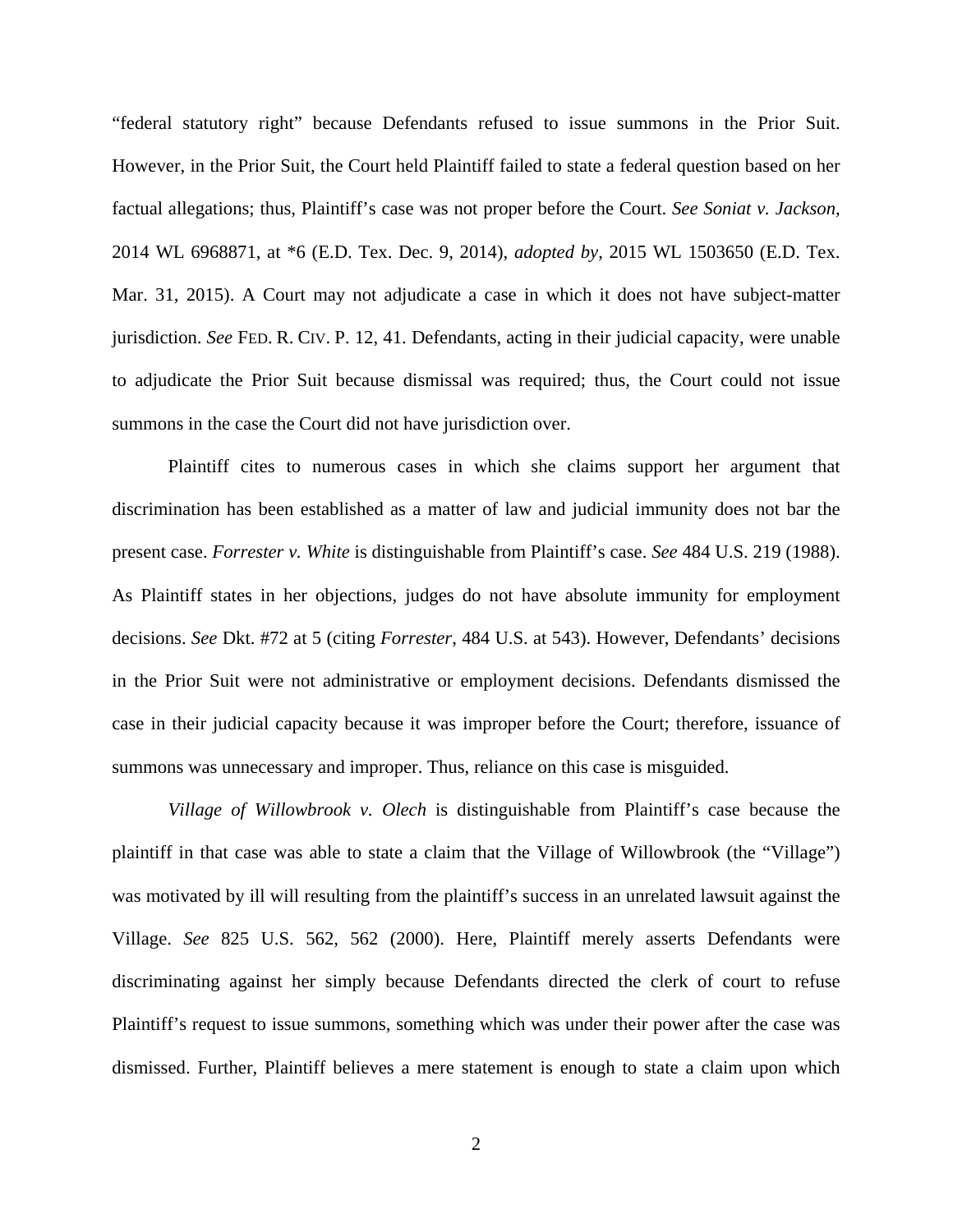"federal statutory right" because Defendants refused to issue summons in the Prior Suit. However, in the Prior Suit, the Court held Plaintiff failed to state a federal question based on her factual allegations; thus, Plaintiff's case was not proper before the Court. *See Soniat v. Jackson*, 2014 WL 6968871, at *6 (E.D. Tex. Dec. 9, 2014), *adopted by*, 2015 WL 1503650 (E.D. Tex. Mar. 31, 2015). A Court may not adjudicate a case in which it does not have subject-matter jurisdiction. *See* FED. R. CIV. P. 12, 41. Defendants, acting in their judicial capacity, were unable to adjudicate the Prior Suit because dismissal was required; thus, the Court could not issue summons in the case the Court did not have jurisdiction over.

Plaintiff cites to numerous cases in which she claims support her argument that discrimination has been established as a matter of law and judicial immunity does not bar the present case. *Forrester v. White* is distinguishable from Plaintiff's case. *See* 484 U.S. 219 (1988). As Plaintiff states in her objections, judges do not have absolute immunity for employment decisions. *See* Dkt. #72 at 5 (citing *Forrester*, 484 U.S. at 543). However, Defendants' decisions in the Prior Suit were not administrative or employment decisions. Defendants dismissed the case in their judicial capacity because it was improper before the Court; therefore, issuance of summons was unnecessary and improper. Thus, reliance on this case is misguided.

*Village of Willowbrook v. Olech* is distinguishable from Plaintiff's case because the plaintiff in that case was able to state a claim that the Village of Willowbrook (the "Village") was motivated by ill will resulting from the plaintiff's success in an unrelated lawsuit against the Village. *See* 825 U.S. 562, 562 (2000). Here, Plaintiff merely asserts Defendants were discriminating against her simply because Defendants directed the clerk of court to refuse Plaintiff's request to issue summons, something which was under their power after the case was dismissed. Further, Plaintiff believes a mere statement is enough to state a claim upon which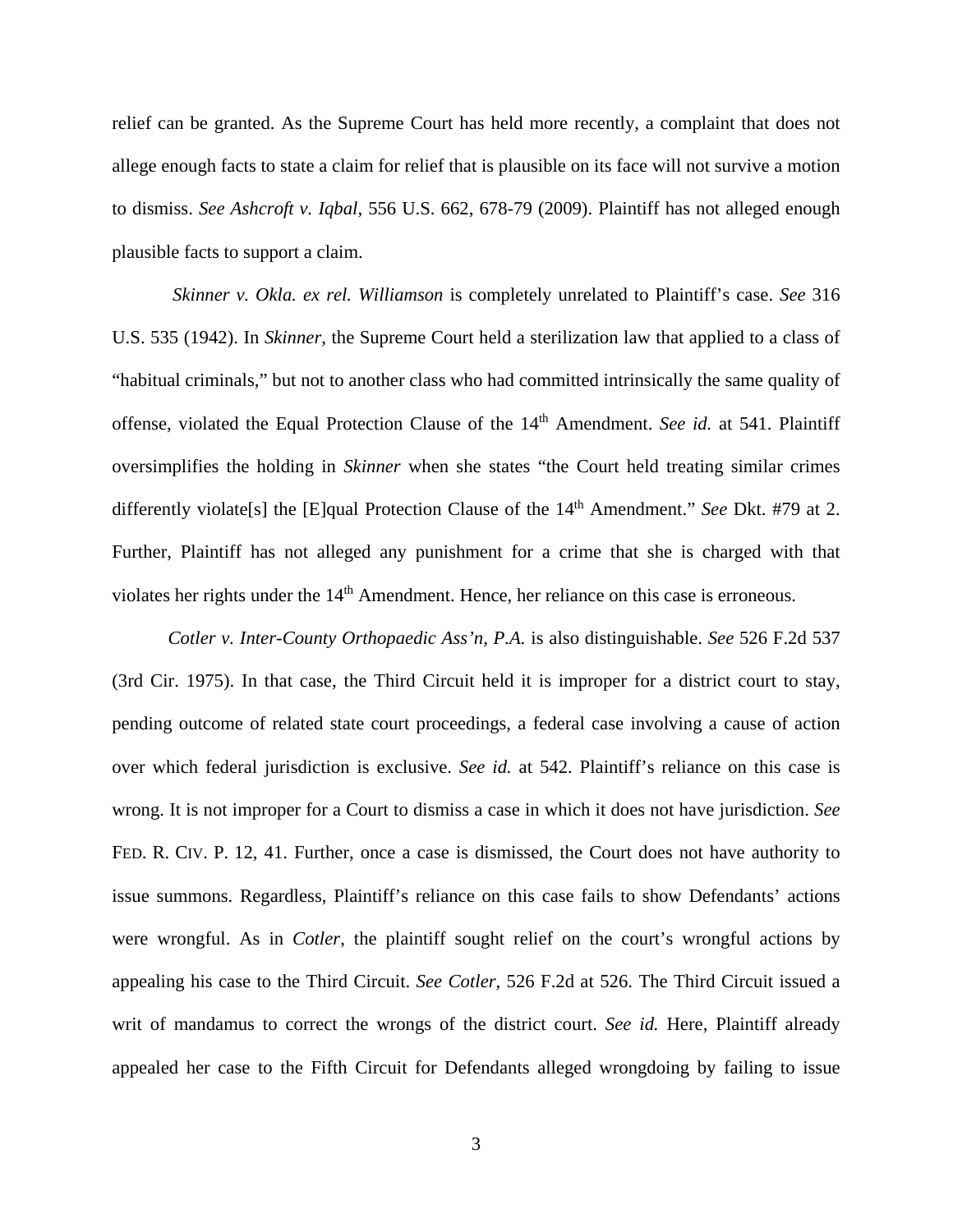relief can be granted. As the Supreme Court has held more recently, a complaint that does not allege enough facts to state a claim for relief that is plausible on its face will not survive a motion to dismiss. *See Ashcroft v. Iqbal*, 556 U.S. 662, 678-79 (2009). Plaintiff has not alleged enough plausible facts to support a claim.

*Skinner v. Okla. ex rel. Williamson* is completely unrelated to Plaintiff's case. *See* 316 U.S. 535 (1942). In *Skinner*, the Supreme Court held a sterilization law that applied to a class of "habitual criminals," but not to another class who had committed intrinsically the same quality of offense, violated the Equal Protection Clause of the 14th Amendment. *See id.* at 541. Plaintiff oversimplifies the holding in *Skinner* when she states "the Court held treating similar crimes differently violate[s] the [E]qual Protection Clause of the 14th Amendment." *See* Dkt. #79 at 2. Further, Plaintiff has not alleged any punishment for a crime that she is charged with that violates her rights under the 14th Amendment. Hence, her reliance on this case is erroneous.

*Cotler v. Inter-County Orthopaedic Ass'n, P.A.* is also distinguishable. *See* 526 F.2d 537 (3rd Cir. 1975). In that case, the Third Circuit held it is improper for a district court to stay, pending outcome of related state court proceedings, a federal case involving a cause of action over which federal jurisdiction is exclusive. *See id.* at 542. Plaintiff's reliance on this case is wrong. It is not improper for a Court to dismiss a case in which it does not have jurisdiction. *See* FED. R. CIV. P. 12, 41. Further, once a case is dismissed, the Court does not have authority to issue summons. Regardless, Plaintiff's reliance on this case fails to show Defendants' actions were wrongful. As in *Cotler*, the plaintiff sought relief on the court's wrongful actions by appealing his case to the Third Circuit. *See Cotler*, 526 F.2d at 526. The Third Circuit issued a writ of mandamus to correct the wrongs of the district court. *See id.* Here, Plaintiff already appealed her case to the Fifth Circuit for Defendants alleged wrongdoing by failing to issue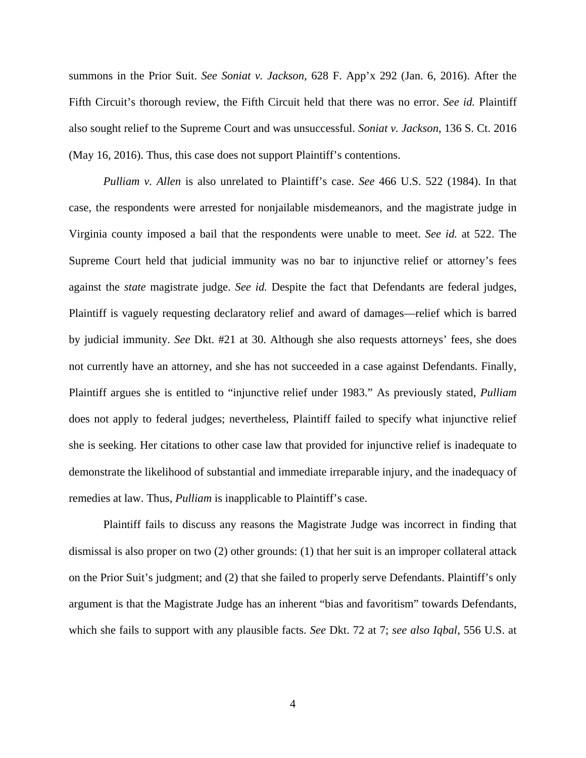summons in the Prior Suit. *See Soniat v. Jackson*, 628 F. App'x 292 (Jan. 6, 2016). After the Fifth Circuit's thorough review, the Fifth Circuit held that there was no error. *See id.* Plaintiff also sought relief to the Supreme Court and was unsuccessful. *Soniat v. Jackson*, 136 S. Ct. 2016 (May 16, 2016). Thus, this case does not support Plaintiff's contentions.

*Pulliam v. Allen* is also unrelated to Plaintiff's case. *See* 466 U.S. 522 (1984). In that case, the respondents were arrested for nonjailable misdemeanors, and the magistrate judge in Virginia county imposed a bail that the respondents were unable to meet. *See id.* at 522. The Supreme Court held that judicial immunity was no bar to injunctive relief or attorney's fees against the *state* magistrate judge. *See id.* Despite the fact that Defendants are federal judges, Plaintiff is vaguely requesting declaratory relief and award of damages—relief which is barred by judicial immunity. *See* Dkt. #21 at 30. Although she also requests attorneys' fees, she does not currently have an attorney, and she has not succeeded in a case against Defendants. Finally, Plaintiff argues she is entitled to "injunctive relief under 1983." As previously stated, *Pulliam* does not apply to federal judges; nevertheless, Plaintiff failed to specify what injunctive relief she is seeking. Her citations to other case law that provided for injunctive relief is inadequate to demonstrate the likelihood of substantial and immediate irreparable injury, and the inadequacy of remedies at law. Thus, *Pulliam* is inapplicable to Plaintiff's case.

Plaintiff fails to discuss any reasons the Magistrate Judge was incorrect in finding that dismissal is also proper on two (2) other grounds: (1) that her suit is an improper collateral attack on the Prior Suit's judgment; and (2) that she failed to properly serve Defendants. Plaintiff's only argument is that the Magistrate Judge has an inherent "bias and favoritism" towards Defendants, which she fails to support with any plausible facts. *See* Dkt. 72 at 7; *see also Iqbal*, 556 U.S. at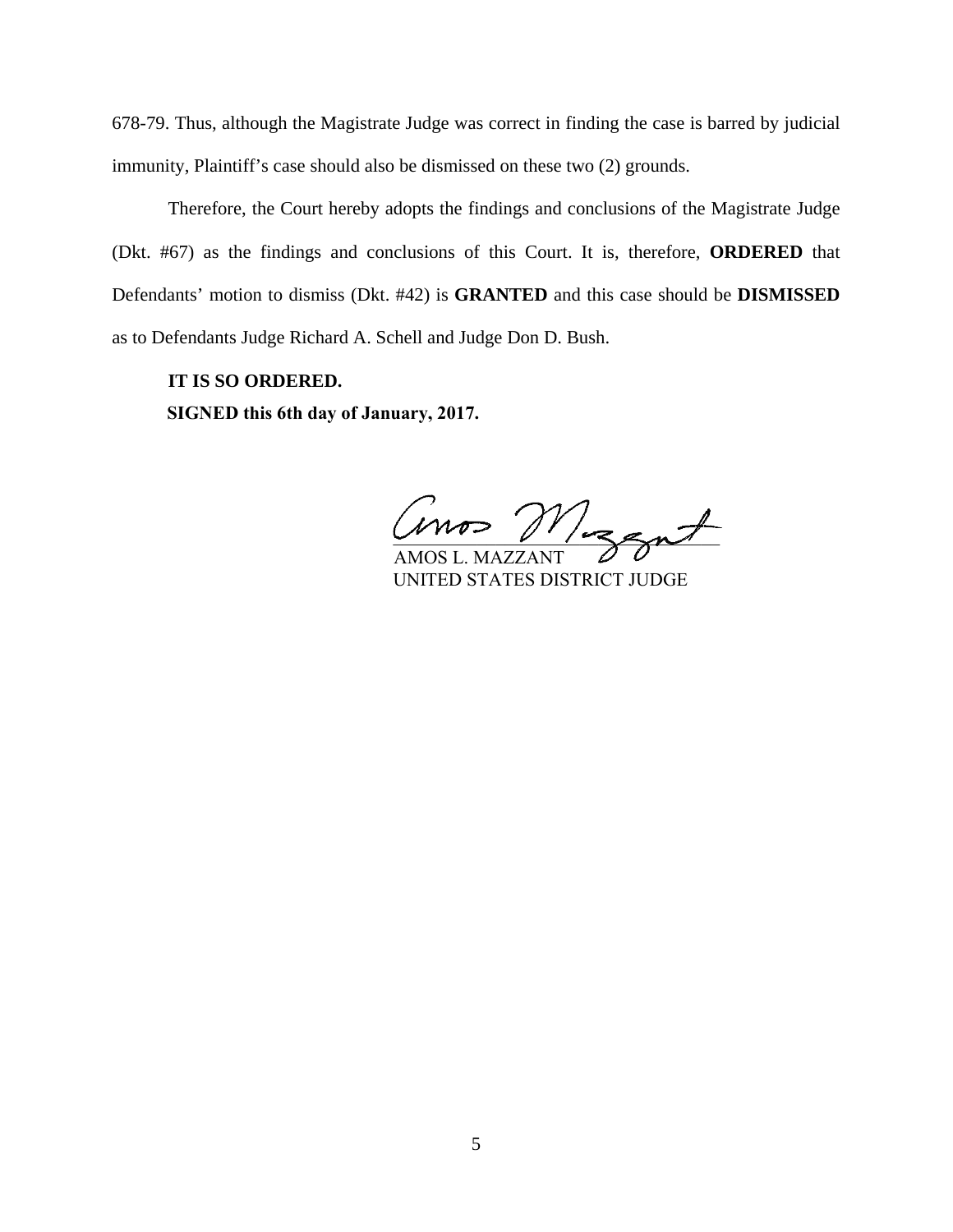678-79. Thus, although the Magistrate Judge was correct in finding the case is barred by judicial immunity, Plaintiff's case should also be dismissed on these two (2) grounds.

Therefore, the Court hereby adopts the findings and conclusions of the Magistrate Judge (Dkt. #67) as the findings and conclusions of this Court. It is, therefore, **ORDERED** that Defendants' motion to dismiss (Dkt. #42) is **GRANTED** and this case should be **DISMISSED** as to Defendants Judge Richard A. Schell and Judge Don D. Bush.

**IT IS SO ORDERED.**

**SIGNED this 6th day of January, 2017.**

AMOS L. MAZZANT
UNITED STATES DISTRICT JUDGE